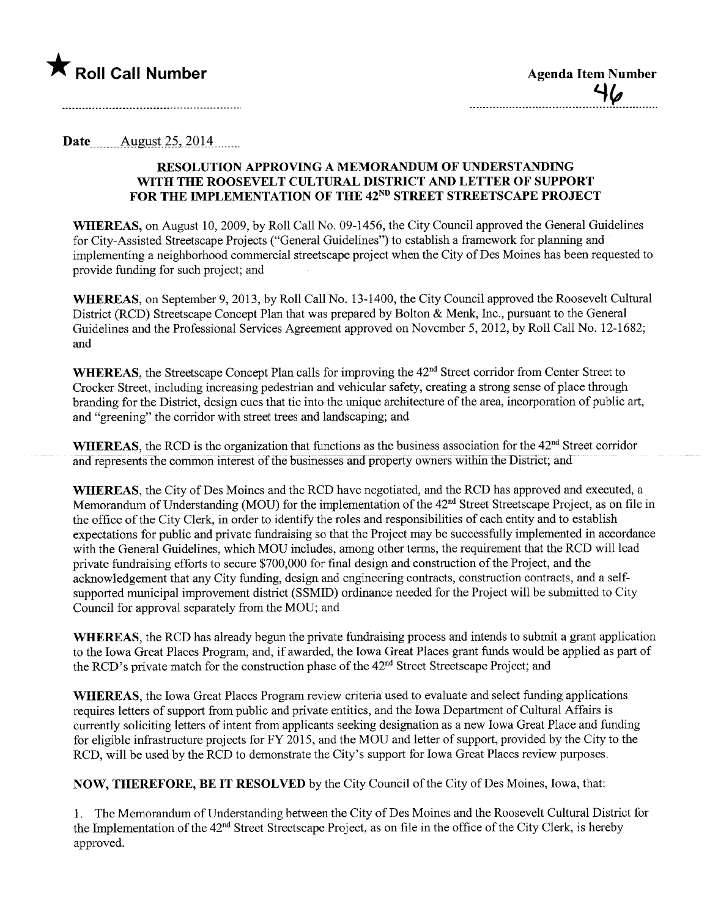★ **Roll Call Number**

**Agenda Item Number**

46

Date August 25, 2014

## RESOLUTION APPROVING A MEMORANDUM OF UNDERSTANDING WITH THE ROOSEVELT CULTURAL DISTRICT AND LETTER OF SUPPORT FOR THE IMPLEMENTATION OF THE 42ND STREET STREETSCAPE PROJECT

**WHEREAS,** on August 10, 2009, by Roll Call No. 09-1456, the City Council approved the General Guidelines for City-Assisted Streetscape Projects ("General Guidelines") to establish a framework for planning and implementing a neighborhood commercial streetscape project when the City of Des Moines has been requested to provide funding for such project; and

**WHEREAS,** on September 9, 2013, by Roll Call No. 13-1400, the City Council approved the Roosevelt Cultural District (RCD) Streetscape Concept Plan that was prepared by Bolton & Menk, Inc., pursuant to the General Guidelines and the Professional Services Agreement approved on November 5, 2012, by Roll Call No. 12-1682; and

**WHEREAS,** the Streetscape Concept Plan calls for improving the 42nd Street corridor from Center Street to Crocker Street, including increasing pedestrian and vehicular safety, creating a strong sense of place through branding for the District, design cues that tie into the unique architecture of the area, incorporation of public art, and "greening" the corridor with street trees and landscaping; and

**WHEREAS,** the RCD is the organization that functions as the business association for the 42nd Street corridor and represents the common interest of the businesses and property owners within the District; and

**WHEREAS,** the City of Des Moines and the RCD have negotiated, and the RCD has approved and executed, a Memorandum of Understanding (MOU) for the implementation of the 42nd Street Streetscape Project, as on file in the office of the City Clerk, in order to identify the roles and responsibilities of each entity and to establish expectations for public and private fundraising so that the Project may be successfully implemented in accordance with the General Guidelines, which MOU includes, among other terms, the requirement that the RCD will lead private fundraising efforts to secure $700,000 for final design and construction of the Project, and the acknowledgement that any City funding, design and engineering contracts, construction contracts, and a self-supported municipal improvement district (SSMID) ordinance needed for the Project will be submitted to City Council for approval separately from the MOU; and

**WHEREAS,** the RCD has already begun the private fundraising process and intends to submit a grant application to the Iowa Great Places Program, and, if awarded, the Iowa Great Places grant funds would be applied as part of the RCD's private match for the construction phase of the 42nd Street Streetscape Project; and

**WHEREAS,** the Iowa Great Places Program review criteria used to evaluate and select funding applications requires letters of support from public and private entities, and the Iowa Department of Cultural Affairs is currently soliciting letters of intent from applicants seeking designation as a new Iowa Great Place and funding for eligible infrastructure projects for FY 2015, and the MOU and letter of support, provided by the City to the RCD, will be used by the RCD to demonstrate the City's support for Iowa Great Places review purposes.

**NOW, THEREFORE, BE IT RESOLVED** by the City Council of the City of Des Moines, Iowa, that:

1. The Memorandum of Understanding between the City of Des Moines and the Roosevelt Cultural District for the Implementation of the 42nd Street Streetscape Project, as on file in the office of the City Clerk, is hereby approved.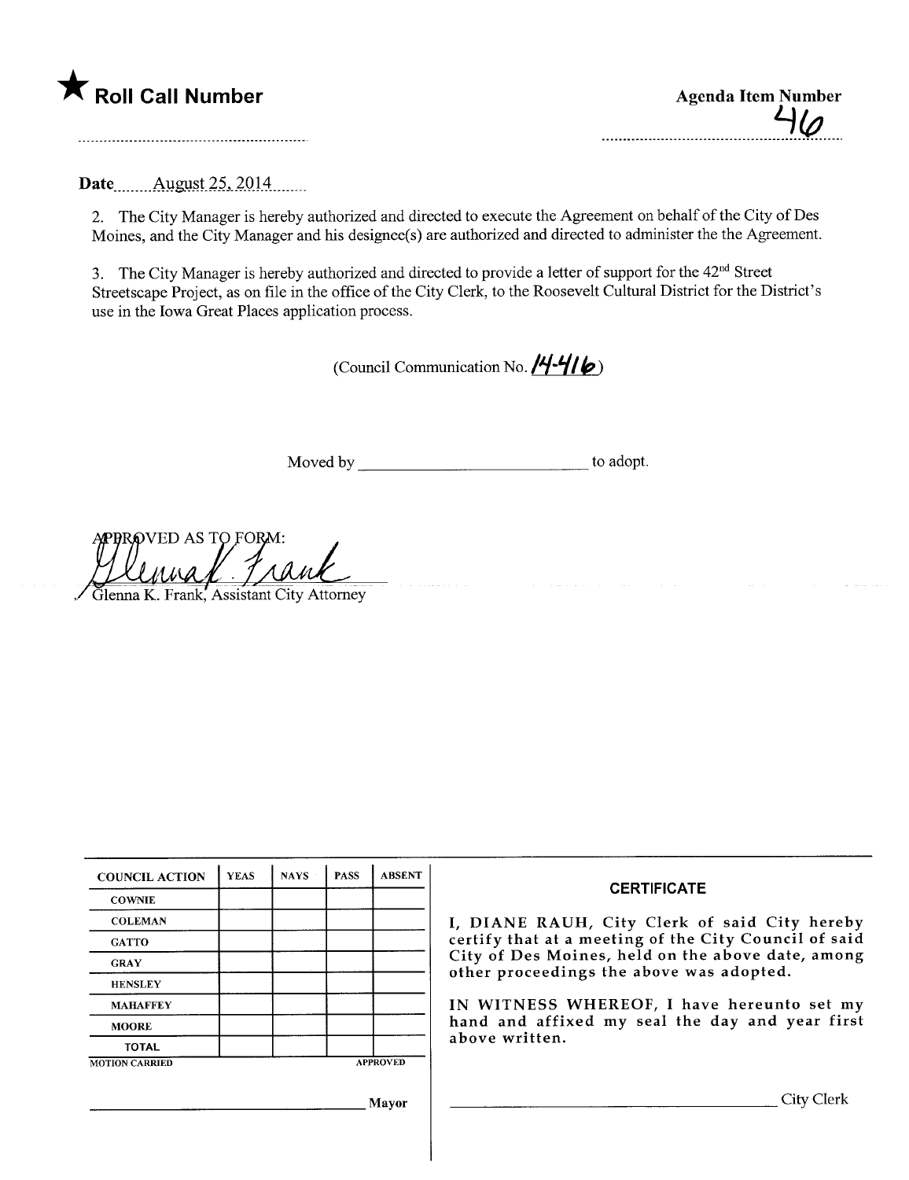★ **Roll Call Number**

**Agenda Item Number**
46

**Date** August 25, 2014

2. The City Manager is hereby authorized and directed to execute the Agreement on behalf of the City of Des Moines, and the City Manager and his designee(s) are authorized and directed to administer the the Agreement.

3. The City Manager is hereby authorized and directed to provide a letter of support for the 42nd Street Streetscape Project, as on file in the office of the City Clerk, to the Roosevelt Cultural District for the District's use in the Iowa Great Places application process.

(Council Communication No. 14-416)

Moved by ______________________ to adopt.

APPROVED AS TO FORM:

Glenna K. Frank, Assistant City Attorney

| COUNCIL ACTION | YEAS | NAYS | PASS | ABSENT |
|---|---|---|---|---|
| COWNIE | | | | |
| COLEMAN | | | | |
| GATTO | | | | |
| GRAY | | | | |
| HENSLEY | | | | |
| MAHAFFEY | | | | |
| MOORE | | | | |
| TOTAL | | | | |

MOTION CARRIED APPROVED

______________________ Mayor

**CERTIFICATE**

I, DIANE RAUH, City Clerk of said City hereby certify that at a meeting of the City Council of said City of Des Moines, held on the above date, among other proceedings the above was adopted.

IN WITNESS WHEREOF, I have hereunto set my hand and affixed my seal the day and year first above written.

______________________ City Clerk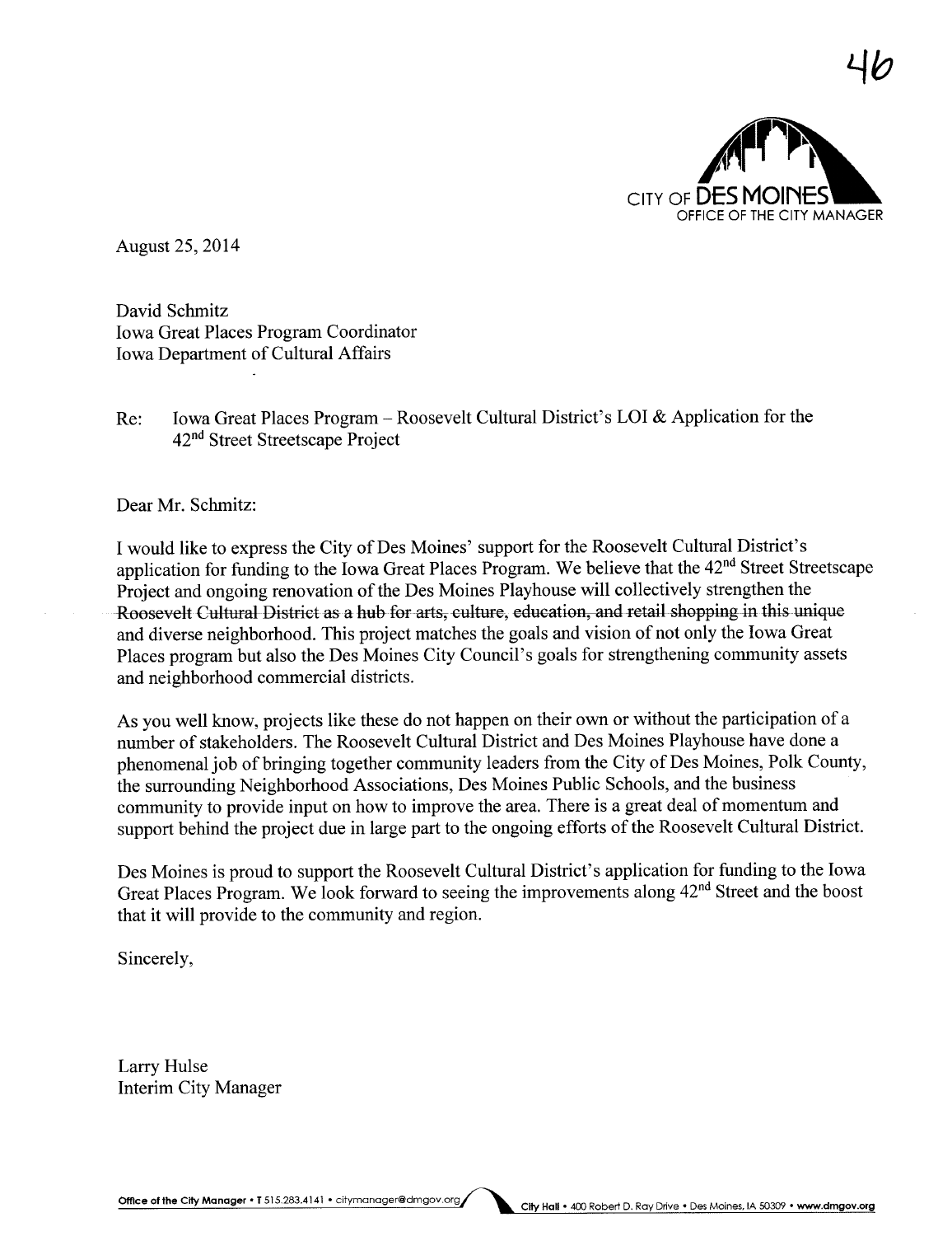46

CITY OF DES MOINES
OFFICE OF THE CITY MANAGER

August 25, 2014

David Schmitz
Iowa Great Places Program Coordinator
Iowa Department of Cultural Affairs

Re: Iowa Great Places Program – Roosevelt Cultural District's LOI & Application for the 42nd Street Streetscape Project

Dear Mr. Schmitz:

I would like to express the City of Des Moines' support for the Roosevelt Cultural District's application for funding to the Iowa Great Places Program. We believe that the 42nd Street Streetscape Project and ongoing renovation of the Des Moines Playhouse will collectively strengthen the Roosevelt Cultural District as a hub for arts, culture, education, and retail shopping in this unique and diverse neighborhood. This project matches the goals and vision of not only the Iowa Great Places program but also the Des Moines City Council's goals for strengthening community assets and neighborhood commercial districts.

As you well know, projects like these do not happen on their own or without the participation of a number of stakeholders. The Roosevelt Cultural District and Des Moines Playhouse have done a phenomenal job of bringing together community leaders from the City of Des Moines, Polk County, the surrounding Neighborhood Associations, Des Moines Public Schools, and the business community to provide input on how to improve the area. There is a great deal of momentum and support behind the project due in large part to the ongoing efforts of the Roosevelt Cultural District.

Des Moines is proud to support the Roosevelt Cultural District's application for funding to the Iowa Great Places Program. We look forward to seeing the improvements along 42nd Street and the boost that it will provide to the community and region.

Sincerely,

Larry Hulse
Interim City Manager

Office of the City Manager • T 515.283.4141 • citymanager@dmgov.org City Hall • 400 Robert D. Ray Drive • Des Moines, IA 50309 • www.dmgov.org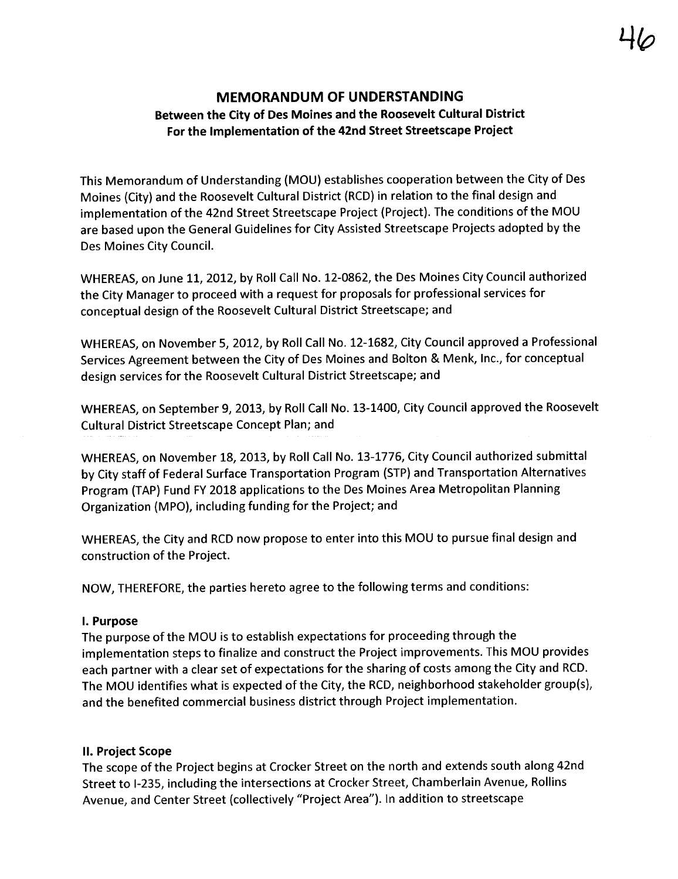# MEMORANDUM OF UNDERSTANDING

## Between the City of Des Moines and the Roosevelt Cultural District For the Implementation of the 42nd Street Streetscape Project

This Memorandum of Understanding (MOU) establishes cooperation between the City of Des Moines (City) and the Roosevelt Cultural District (RCD) in relation to the final design and implementation of the 42nd Street Streetscape Project (Project). The conditions of the MOU are based upon the General Guidelines for City Assisted Streetscape Projects adopted by the Des Moines City Council.

WHEREAS, on June 11, 2012, by Roll Call No. 12-0862, the Des Moines City Council authorized the City Manager to proceed with a request for proposals for professional services for conceptual design of the Roosevelt Cultural District Streetscape; and

WHEREAS, on November 5, 2012, by Roll Call No. 12-1682, City Council approved a Professional Services Agreement between the City of Des Moines and Bolton & Menk, Inc., for conceptual design services for the Roosevelt Cultural District Streetscape; and

WHEREAS, on September 9, 2013, by Roll Call No. 13-1400, City Council approved the Roosevelt Cultural District Streetscape Concept Plan; and

WHEREAS, on November 18, 2013, by Roll Call No. 13-1776, City Council authorized submittal by City staff of Federal Surface Transportation Program (STP) and Transportation Alternatives Program (TAP) Fund FY 2018 applications to the Des Moines Area Metropolitan Planning Organization (MPO), including funding for the Project; and

WHEREAS, the City and RCD now propose to enter into this MOU to pursue final design and construction of the Project.

NOW, THEREFORE, the parties hereto agree to the following terms and conditions:

**I. Purpose**

The purpose of the MOU is to establish expectations for proceeding through the implementation steps to finalize and construct the Project improvements. This MOU provides each partner with a clear set of expectations for the sharing of costs among the City and RCD. The MOU identifies what is expected of the City, the RCD, neighborhood stakeholder group(s), and the benefited commercial business district through Project implementation.

**II. Project Scope**

The scope of the Project begins at Crocker Street on the north and extends south along 42nd Street to I-235, including the intersections at Crocker Street, Chamberlain Avenue, Rollins Avenue, and Center Street (collectively "Project Area"). In addition to streetscape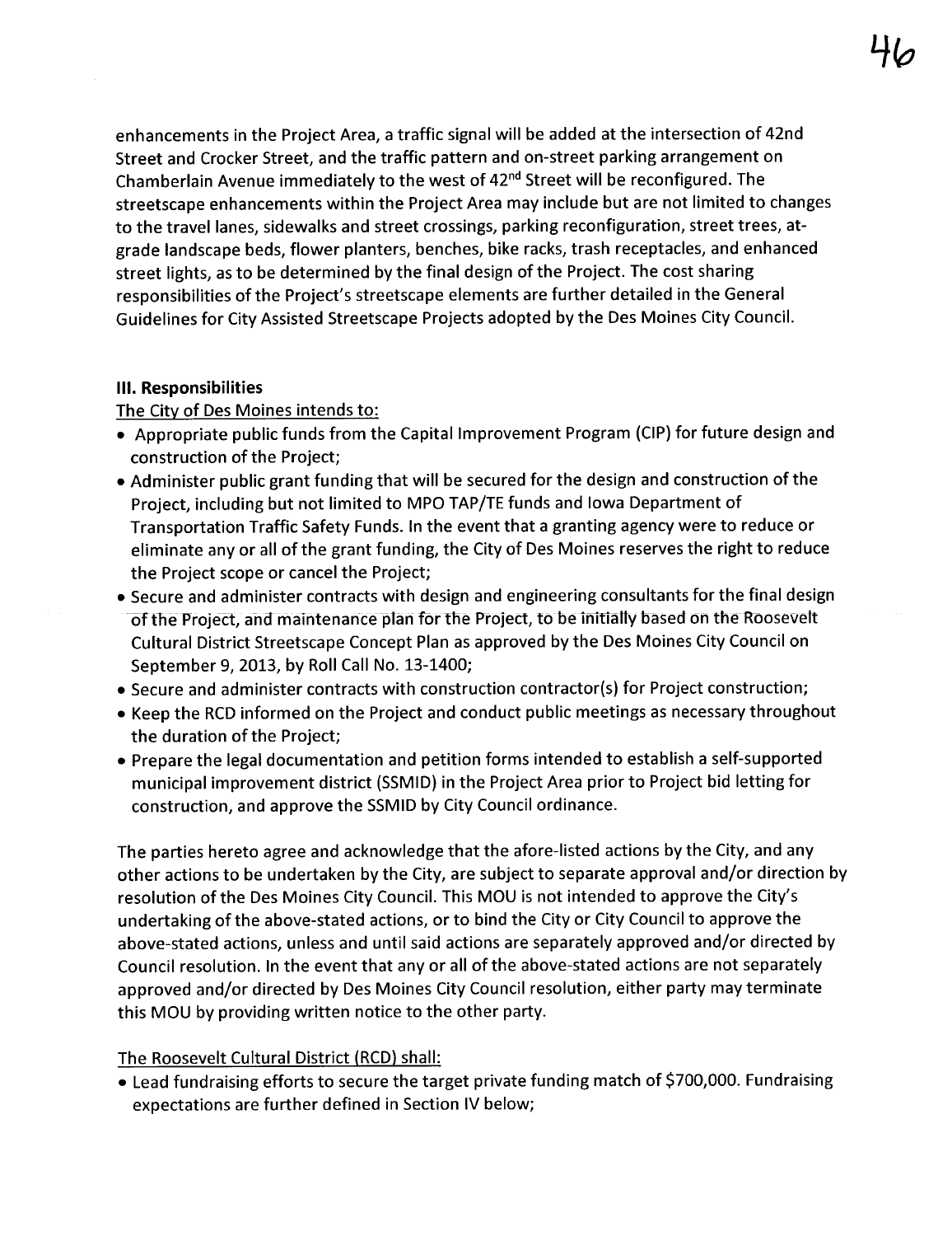enhancements in the Project Area, a traffic signal will be added at the intersection of 42nd Street and Crocker Street, and the traffic pattern and on-street parking arrangement on Chamberlain Avenue immediately to the west of 42nd Street will be reconfigured. The streetscape enhancements within the Project Area may include but are not limited to changes to the travel lanes, sidewalks and street crossings, parking reconfiguration, street trees, at-grade landscape beds, flower planters, benches, bike racks, trash receptacles, and enhanced street lights, as to be determined by the final design of the Project. The cost sharing responsibilities of the Project's streetscape elements are further detailed in the General Guidelines for City Assisted Streetscape Projects adopted by the Des Moines City Council.

### III. Responsibilities

The City of Des Moines intends to:

- Appropriate public funds from the Capital Improvement Program (CIP) for future design and construction of the Project;
- Administer public grant funding that will be secured for the design and construction of the Project, including but not limited to MPO TAP/TE funds and Iowa Department of Transportation Traffic Safety Funds. In the event that a granting agency were to reduce or eliminate any or all of the grant funding, the City of Des Moines reserves the right to reduce the Project scope or cancel the Project;
- Secure and administer contracts with design and engineering consultants for the final design of the Project, and maintenance plan for the Project, to be initially based on the Roosevelt Cultural District Streetscape Concept Plan as approved by the Des Moines City Council on September 9, 2013, by Roll Call No. 13-1400;
- Secure and administer contracts with construction contractor(s) for Project construction;
- Keep the RCD informed on the Project and conduct public meetings as necessary throughout the duration of the Project;
- Prepare the legal documentation and petition forms intended to establish a self-supported municipal improvement district (SSMID) in the Project Area prior to Project bid letting for construction, and approve the SSMID by City Council ordinance.

The parties hereto agree and acknowledge that the afore-listed actions by the City, and any other actions to be undertaken by the City, are subject to separate approval and/or direction by resolution of the Des Moines City Council. This MOU is not intended to approve the City's undertaking of the above-stated actions, or to bind the City or City Council to approve the above-stated actions, unless and until said actions are separately approved and/or directed by Council resolution. In the event that any or all of the above-stated actions are not separately approved and/or directed by Des Moines City Council resolution, either party may terminate this MOU by providing written notice to the other party.

The Roosevelt Cultural District (RCD) shall:

- Lead fundraising efforts to secure the target private funding match of $700,000. Fundraising expectations are further defined in Section IV below;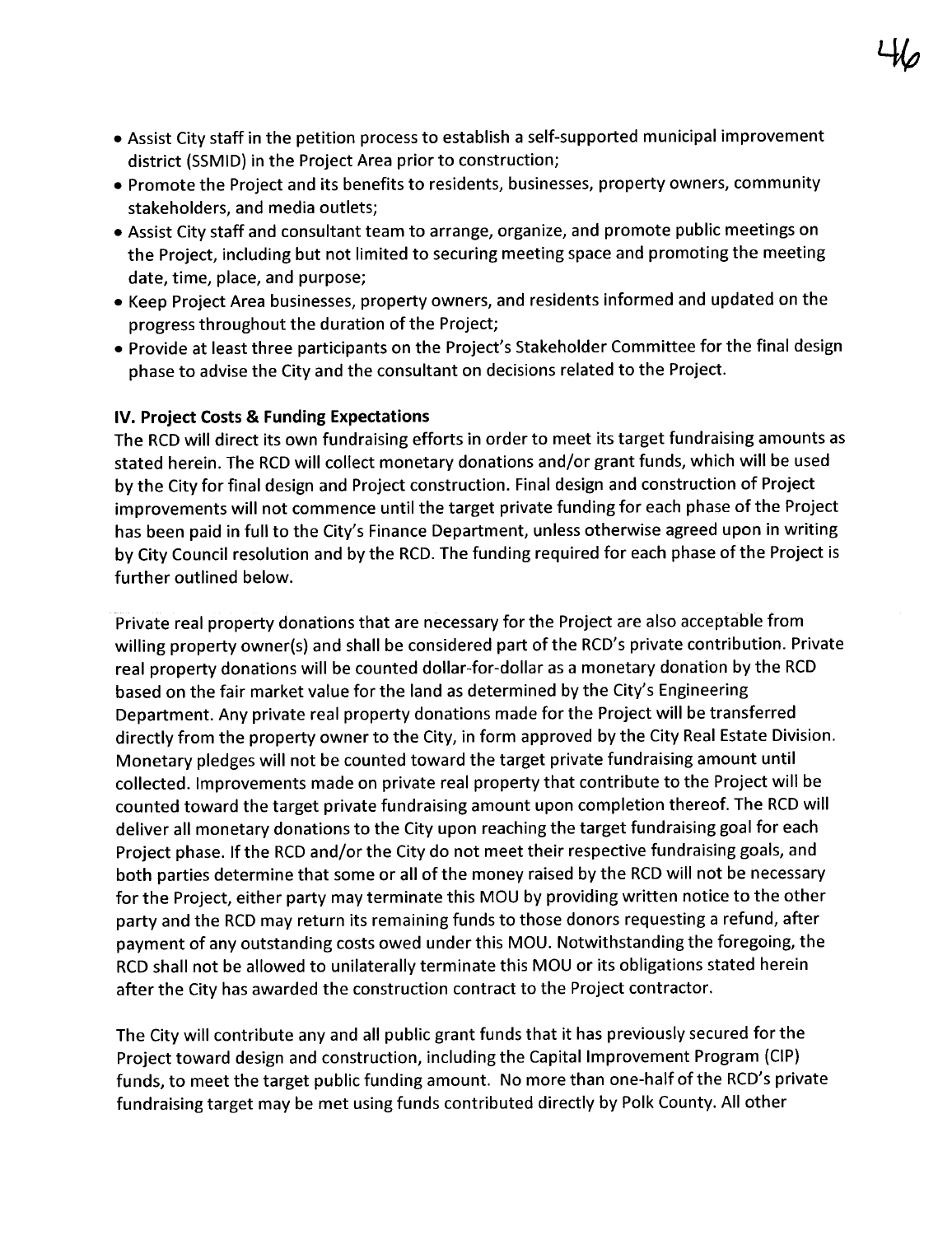- Assist City staff in the petition process to establish a self-supported municipal improvement district (SSMID) in the Project Area prior to construction;
- Promote the Project and its benefits to residents, businesses, property owners, community stakeholders, and media outlets;
- Assist City staff and consultant team to arrange, organize, and promote public meetings on the Project, including but not limited to securing meeting space and promoting the meeting date, time, place, and purpose;
- Keep Project Area businesses, property owners, and residents informed and updated on the progress throughout the duration of the Project;
- Provide at least three participants on the Project's Stakeholder Committee for the final design phase to advise the City and the consultant on decisions related to the Project.

**IV. Project Costs & Funding Expectations**

The RCD will direct its own fundraising efforts in order to meet its target fundraising amounts as stated herein. The RCD will collect monetary donations and/or grant funds, which will be used by the City for final design and Project construction. Final design and construction of Project improvements will not commence until the target private funding for each phase of the Project has been paid in full to the City's Finance Department, unless otherwise agreed upon in writing by City Council resolution and by the RCD. The funding required for each phase of the Project is further outlined below.

Private real property donations that are necessary for the Project are also acceptable from willing property owner(s) and shall be considered part of the RCD's private contribution. Private real property donations will be counted dollar-for-dollar as a monetary donation by the RCD based on the fair market value for the land as determined by the City's Engineering Department. Any private real property donations made for the Project will be transferred directly from the property owner to the City, in form approved by the City Real Estate Division. Monetary pledges will not be counted toward the target private fundraising amount until collected. Improvements made on private real property that contribute to the Project will be counted toward the target private fundraising amount upon completion thereof. The RCD will deliver all monetary donations to the City upon reaching the target fundraising goal for each Project phase. If the RCD and/or the City do not meet their respective fundraising goals, and both parties determine that some or all of the money raised by the RCD will not be necessary for the Project, either party may terminate this MOU by providing written notice to the other party and the RCD may return its remaining funds to those donors requesting a refund, after payment of any outstanding costs owed under this MOU. Notwithstanding the foregoing, the RCD shall not be allowed to unilaterally terminate this MOU or its obligations stated herein after the City has awarded the construction contract to the Project contractor.

The City will contribute any and all public grant funds that it has previously secured for the Project toward design and construction, including the Capital Improvement Program (CIP) funds, to meet the target public funding amount. No more than one-half of the RCD's private fundraising target may be met using funds contributed directly by Polk County. All other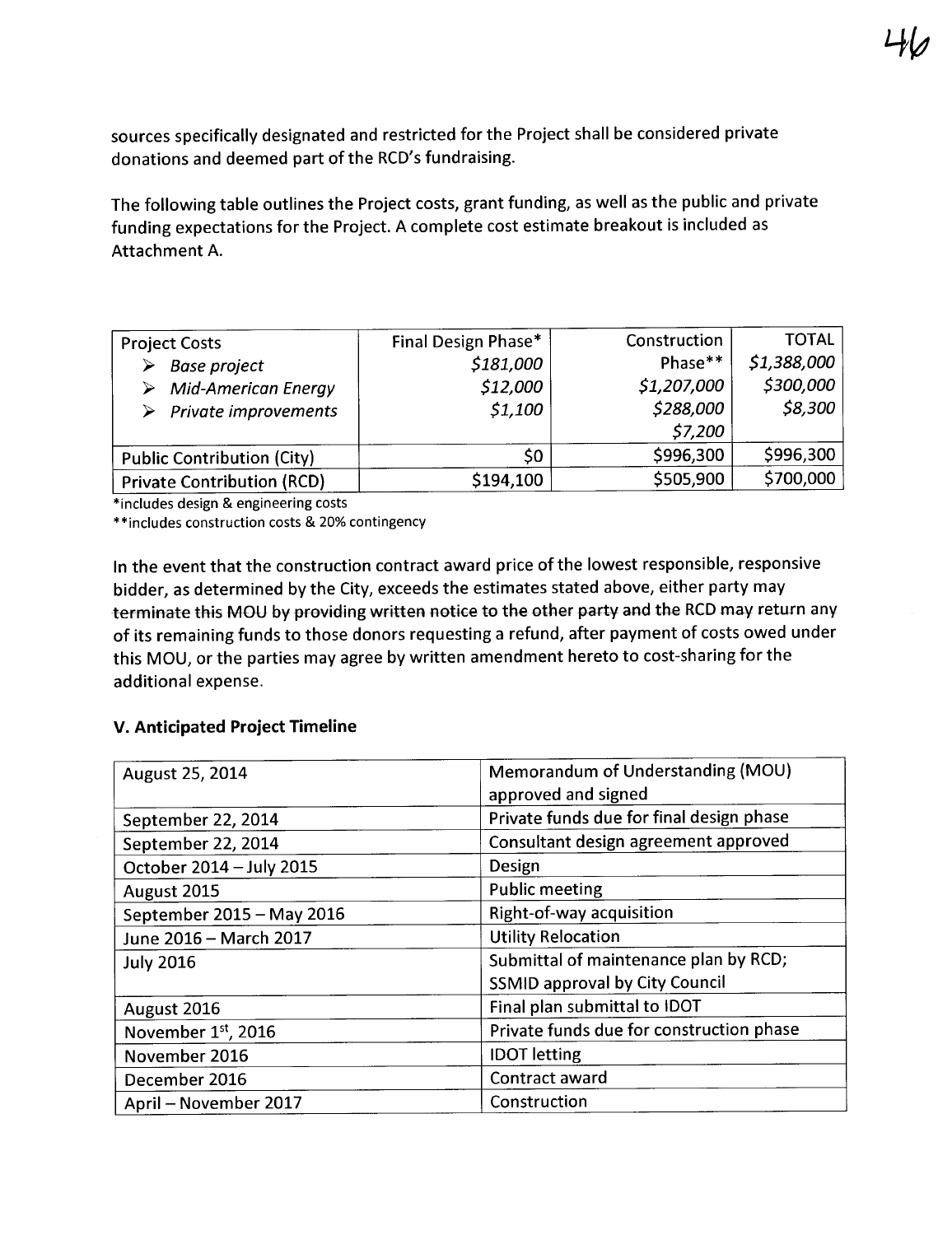sources specifically designated and restricted for the Project shall be considered private donations and deemed part of the RCD's fundraising.

The following table outlines the Project costs, grant funding, as well as the public and private funding expectations for the Project. A complete cost estimate breakout is included as Attachment A.

| Project Costs | Final Design Phase* | Construction Phase** | TOTAL |
|---|---|---|---|
| ➢ *Base project*<br>➢ *Mid-American Energy*<br>➢ *Private improvements* | *$181,000*<br>*$12,000*<br>*$1,100* | *$1,207,000*<br>*$288,000*<br>*$7,200* | *$1,388,000*<br>*$300,000*<br>*$8,300* |
| Public Contribution (City) | $0 | $996,300 | $996,300 |
| Private Contribution (RCD) | $194,100 | $505,900 | $700,000 |

*includes design & engineering costs

**includes construction costs & 20% contingency

In the event that the construction contract award price of the lowest responsible, responsive bidder, as determined by the City, exceeds the estimates stated above, either party may terminate this MOU by providing written notice to the other party and the RCD may return any of its remaining funds to those donors requesting a refund, after payment of costs owed under this MOU, or the parties may agree by written amendment hereto to cost-sharing for the additional expense.

### V. Anticipated Project Timeline

| | |
|---|---|
| August 25, 2014 | Memorandum of Understanding (MOU) approved and signed |
| September 22, 2014 | Private funds due for final design phase |
| September 22, 2014 | Consultant design agreement approved |
| October 2014 – July 2015 | Design |
| August 2015 | Public meeting |
| September 2015 – May 2016 | Right-of-way acquisition |
| June 2016 – March 2017 | Utility Relocation |
| July 2016 | Submittal of maintenance plan by RCD; SSMID approval by City Council |
| August 2016 | Final plan submittal to IDOT |
| November 1st, 2016 | Private funds due for construction phase |
| November 2016 | IDOT letting |
| December 2016 | Contract award |
| April – November 2017 | Construction |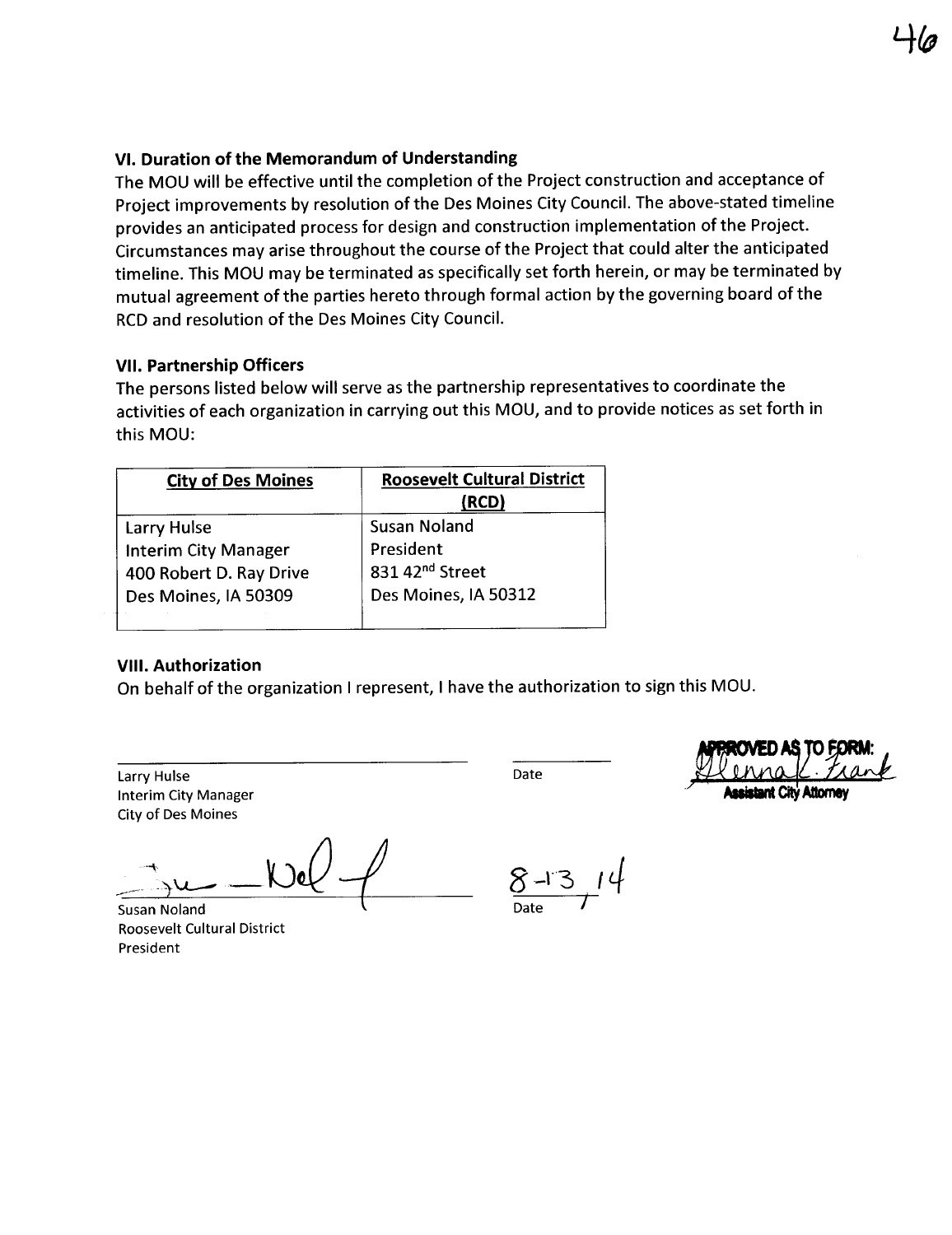### VI. Duration of the Memorandum of Understanding

The MOU will be effective until the completion of the Project construction and acceptance of Project improvements by resolution of the Des Moines City Council. The above-stated timeline provides an anticipated process for design and construction implementation of the Project. Circumstances may arise throughout the course of the Project that could alter the anticipated timeline. This MOU may be terminated as specifically set forth herein, or may be terminated by mutual agreement of the parties hereto through formal action by the governing board of the RCD and resolution of the Des Moines City Council.

### VII. Partnership Officers

The persons listed below will serve as the partnership representatives to coordinate the activities of each organization in carrying out this MOU, and to provide notices as set forth in this MOU:

| City of Des Moines | Roosevelt Cultural District (RCD) |
|---|---|
| Larry Hulse<br>Interim City Manager<br>400 Robert D. Ray Drive<br>Des Moines, IA 50309 | Susan Noland<br>President<br>831 42nd Street<br>Des Moines, IA 50312 |

### VIII. Authorization

On behalf of the organization I represent, I have the authorization to sign this MOU.

\_\_\_\_\_\_\_\_\_\_\_\_\_\_\_\_\_\_\_\_\_\_\_\_\_\_\_\_ \_\_\_\_\_\_\_\_\_\_
Larry Hulse — Date
Interim City Manager
City of Des Moines

APPROVED AS TO FORM:
Glenna K. Frank
Assistant City Attorney

Su Nol [signature] — 8-13-14
Susan Noland — Date
Roosevelt Cultural District
President